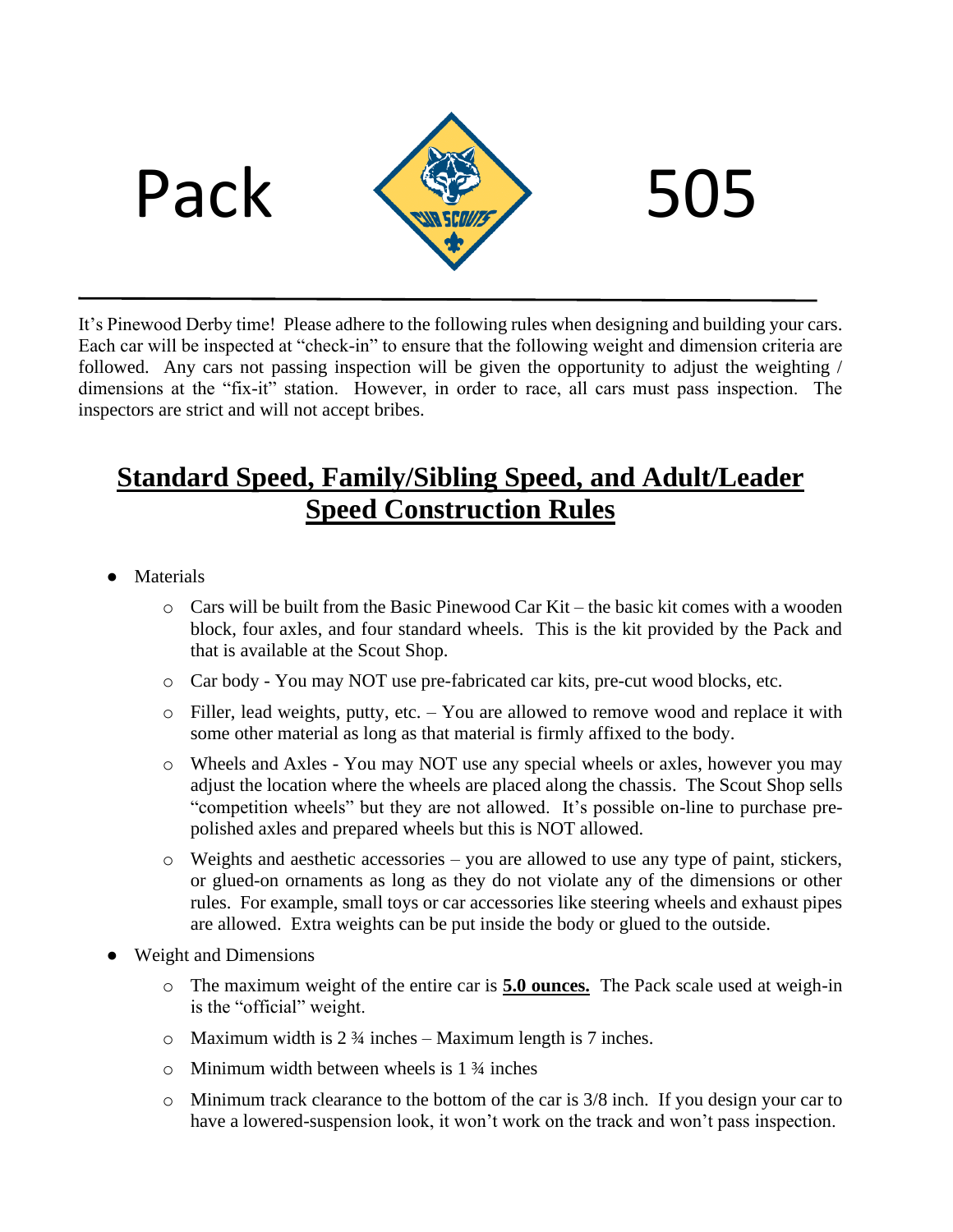# Pack 505

It's Pinewood Derby time! Please adhere to the following rules when designing and building your cars. Each car will be inspected at "check-in" to ensure that the following weight and dimension criteria are followed. Any cars not passing inspection will be given the opportunity to adjust the weighting / dimensions at the "fix-it" station. However, in order to race, all cars must pass inspection. The inspectors are strict and will not accept bribes.

## Standard Speed, Family/Sibling Speed, and Adult/Leader Speed Construction Rules

- Materials
  - Cars will be built from the Basic Pinewood Car Kit – the basic kit comes with a wooden block, four axles, and four standard wheels. This is the kit provided by the Pack and that is available at the Scout Shop.
  - Car body - You may NOT use pre-fabricated car kits, pre-cut wood blocks, etc.
  - Filler, lead weights, putty, etc. – You are allowed to remove wood and replace it with some other material as long as that material is firmly affixed to the body.
  - Wheels and Axles - You may NOT use any special wheels or axles, however you may adjust the location where the wheels are placed along the chassis. The Scout Shop sells "competition wheels" but they are not allowed. It's possible on-line to purchase pre-polished axles and prepared wheels but this is NOT allowed.
  - Weights and aesthetic accessories – you are allowed to use any type of paint, stickers, or glued-on ornaments as long as they do not violate any of the dimensions or other rules. For example, small toys or car accessories like steering wheels and exhaust pipes are allowed. Extra weights can be put inside the body or glued to the outside.
- Weight and Dimensions
  - The maximum weight of the entire car is **5.0 ounces.** The Pack scale used at weigh-in is the "official" weight.
  - Maximum width is 2 ¾ inches – Maximum length is 7 inches.
  - Minimum width between wheels is 1 ¾ inches
  - Minimum track clearance to the bottom of the car is 3/8 inch. If you design your car to have a lowered-suspension look, it won't work on the track and won't pass inspection.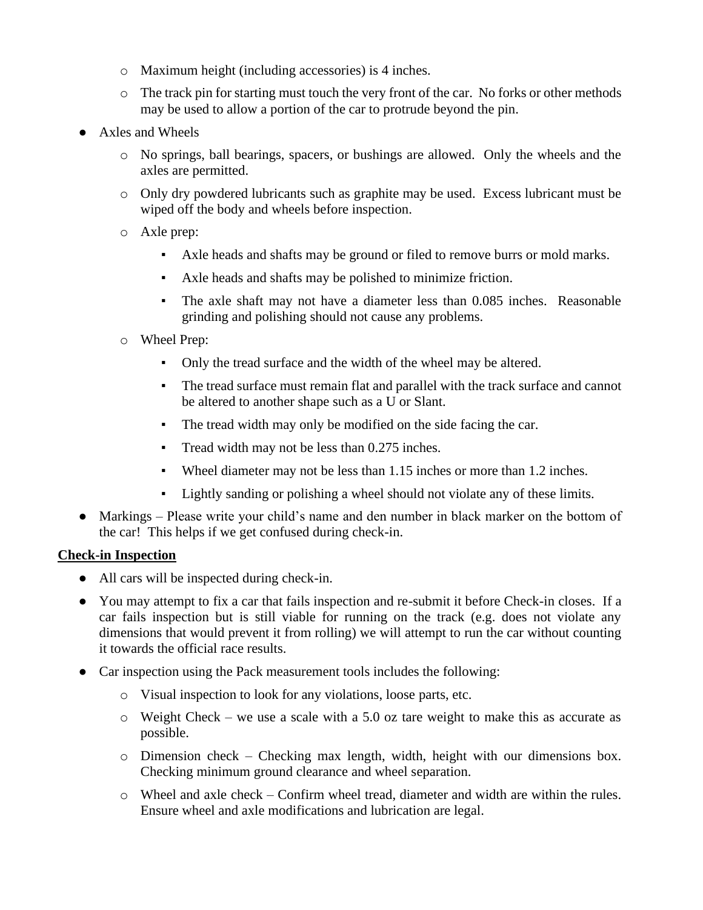- Maximum height (including accessories) is 4 inches.
  - The track pin for starting must touch the very front of the car. No forks or other methods may be used to allow a portion of the car to protrude beyond the pin.
- Axles and Wheels
  - No springs, ball bearings, spacers, or bushings are allowed. Only the wheels and the axles are permitted.
  - Only dry powdered lubricants such as graphite may be used. Excess lubricant must be wiped off the body and wheels before inspection.
  - Axle prep:
    - Axle heads and shafts may be ground or filed to remove burrs or mold marks.
    - Axle heads and shafts may be polished to minimize friction.
    - The axle shaft may not have a diameter less than 0.085 inches. Reasonable grinding and polishing should not cause any problems.
  - Wheel Prep:
    - Only the tread surface and the width of the wheel may be altered.
    - The tread surface must remain flat and parallel with the track surface and cannot be altered to another shape such as a U or Slant.
    - The tread width may only be modified on the side facing the car.
    - Tread width may not be less than 0.275 inches.
    - Wheel diameter may not be less than 1.15 inches or more than 1.2 inches.
    - Lightly sanding or polishing a wheel should not violate any of these limits.
- Markings – Please write your child's name and den number in black marker on the bottom of the car! This helps if we get confused during check-in.

**Check-in Inspection**

- All cars will be inspected during check-in.
- You may attempt to fix a car that fails inspection and re-submit it before Check-in closes. If a car fails inspection but is still viable for running on the track (e.g. does not violate any dimensions that would prevent it from rolling) we will attempt to run the car without counting it towards the official race results.
- Car inspection using the Pack measurement tools includes the following:
  - Visual inspection to look for any violations, loose parts, etc.
  - Weight Check – we use a scale with a 5.0 oz tare weight to make this as accurate as possible.
  - Dimension check – Checking max length, width, height with our dimensions box. Checking minimum ground clearance and wheel separation.
  - Wheel and axle check – Confirm wheel tread, diameter and width are within the rules. Ensure wheel and axle modifications and lubrication are legal.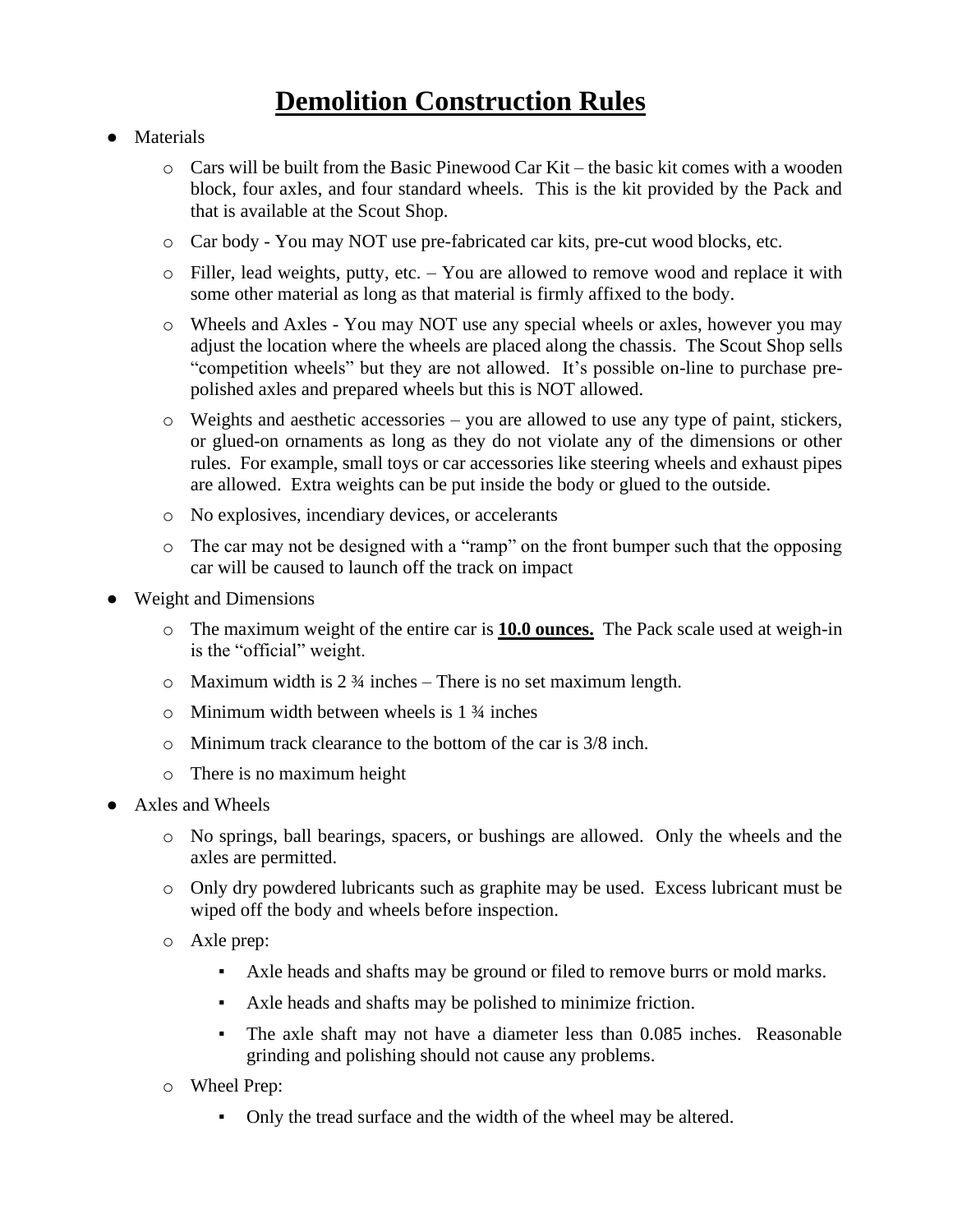# Demolition Construction Rules

- Materials
  - Cars will be built from the Basic Pinewood Car Kit – the basic kit comes with a wooden block, four axles, and four standard wheels. This is the kit provided by the Pack and that is available at the Scout Shop.
  - Car body - You may NOT use pre-fabricated car kits, pre-cut wood blocks, etc.
  - Filler, lead weights, putty, etc. – You are allowed to remove wood and replace it with some other material as long as that material is firmly affixed to the body.
  - Wheels and Axles - You may NOT use any special wheels or axles, however you may adjust the location where the wheels are placed along the chassis. The Scout Shop sells "competition wheels" but they are not allowed. It's possible on-line to purchase pre-polished axles and prepared wheels but this is NOT allowed.
  - Weights and aesthetic accessories – you are allowed to use any type of paint, stickers, or glued-on ornaments as long as they do not violate any of the dimensions or other rules. For example, small toys or car accessories like steering wheels and exhaust pipes are allowed. Extra weights can be put inside the body or glued to the outside.
  - No explosives, incendiary devices, or accelerants
  - The car may not be designed with a "ramp" on the front bumper such that the opposing car will be caused to launch off the track on impact
- Weight and Dimensions
  - The maximum weight of the entire car is **10.0 ounces.** The Pack scale used at weigh-in is the "official" weight.
  - Maximum width is 2 ¾ inches – There is no set maximum length.
  - Minimum width between wheels is 1 ¾ inches
  - Minimum track clearance to the bottom of the car is 3/8 inch.
  - There is no maximum height
- Axles and Wheels
  - No springs, ball bearings, spacers, or bushings are allowed. Only the wheels and the axles are permitted.
  - Only dry powdered lubricants such as graphite may be used. Excess lubricant must be wiped off the body and wheels before inspection.
  - Axle prep:
    - Axle heads and shafts may be ground or filed to remove burrs or mold marks.
    - Axle heads and shafts may be polished to minimize friction.
    - The axle shaft may not have a diameter less than 0.085 inches. Reasonable grinding and polishing should not cause any problems.
  - Wheel Prep:
    - Only the tread surface and the width of the wheel may be altered.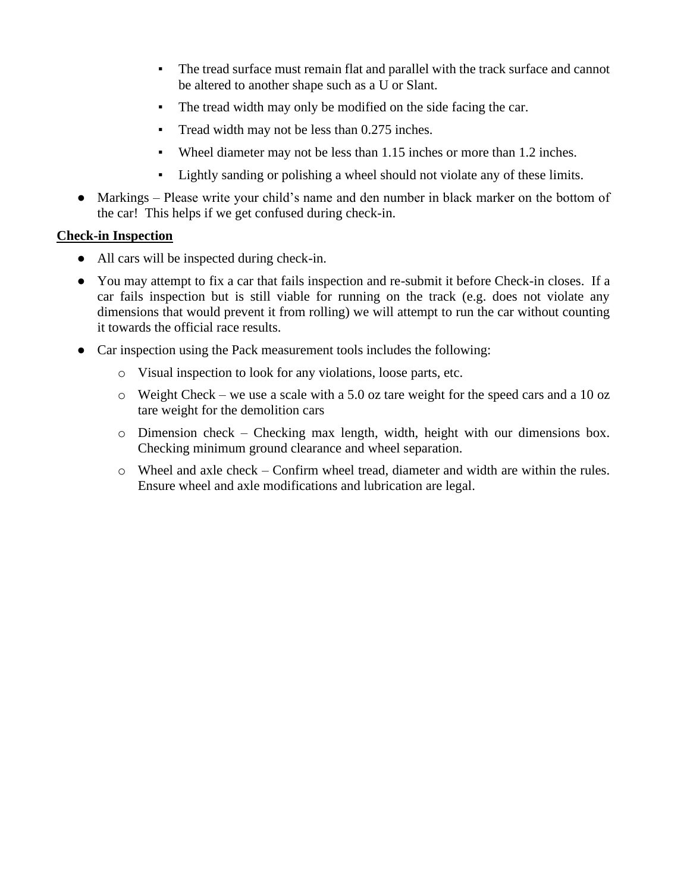- The tread surface must remain flat and parallel with the track surface and cannot be altered to another shape such as a U or Slant.
        - The tread width may only be modified on the side facing the car.
        - Tread width may not be less than 0.275 inches.
        - Wheel diameter may not be less than 1.15 inches or more than 1.2 inches.
        - Lightly sanding or polishing a wheel should not violate any of these limits.
- Markings – Please write your child's name and den number in black marker on the bottom of the car! This helps if we get confused during check-in.

**Check-in Inspection**

- All cars will be inspected during check-in.
- You may attempt to fix a car that fails inspection and re-submit it before Check-in closes. If a car fails inspection but is still viable for running on the track (e.g. does not violate any dimensions that would prevent it from rolling) we will attempt to run the car without counting it towards the official race results.
- Car inspection using the Pack measurement tools includes the following:
    - Visual inspection to look for any violations, loose parts, etc.
    - Weight Check – we use a scale with a 5.0 oz tare weight for the speed cars and a 10 oz tare weight for the demolition cars
    - Dimension check – Checking max length, width, height with our dimensions box. Checking minimum ground clearance and wheel separation.
    - Wheel and axle check – Confirm wheel tread, diameter and width are within the rules. Ensure wheel and axle modifications and lubrication are legal.